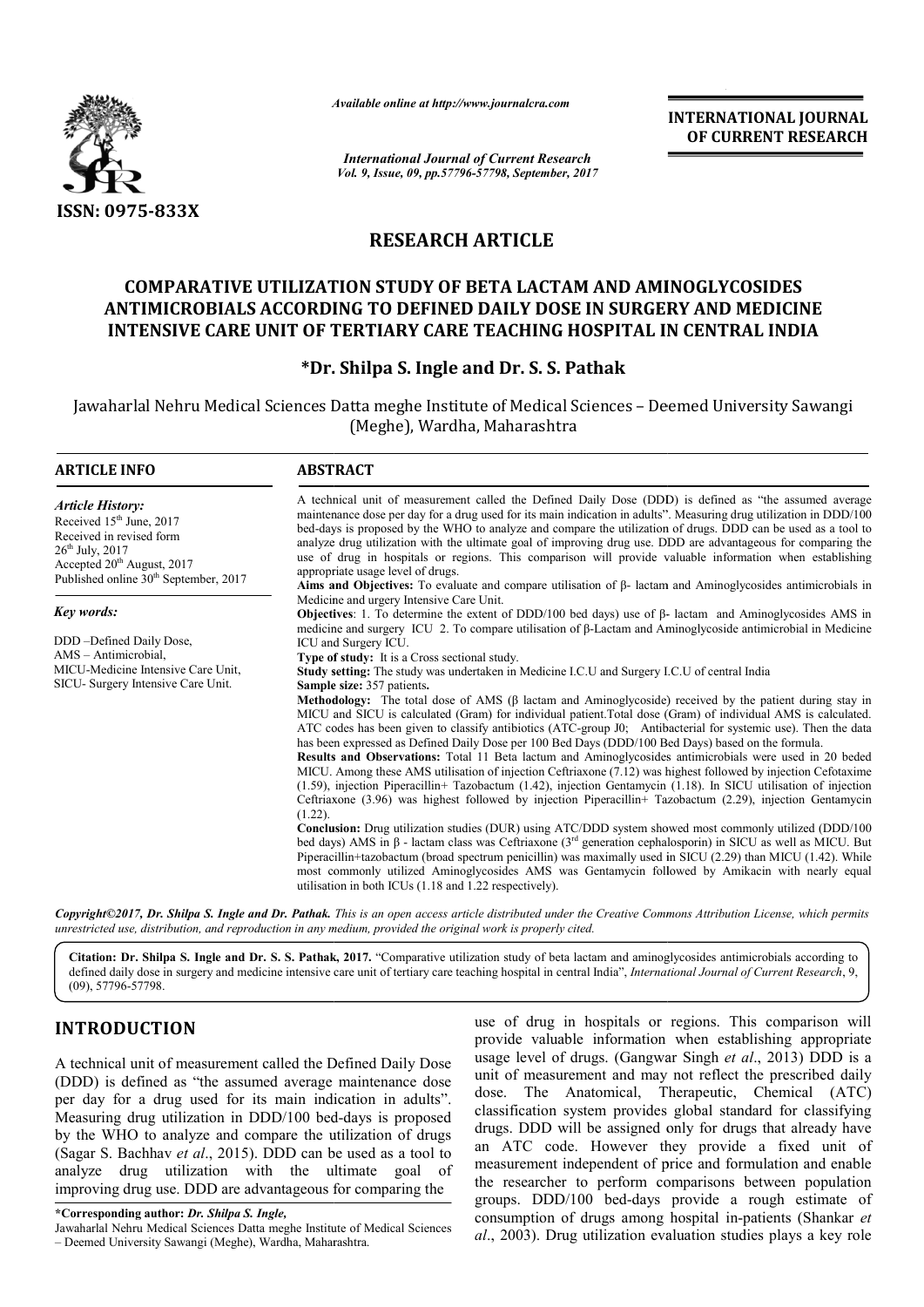ISSN: 0975-833X

*Available online at http://www.journalcra.com*

*International Journal of Current Research*
*Vol. 9, Issue, 09, pp.57796-57798, September, 2017*

**INTERNATIONAL JOURNAL OF CURRENT RESEARCH**

## RESEARCH ARTICLE

# COMPARATIVE UTILIZATION STUDY OF BETA LACTAM AND AMINOGLYCOSIDES ANTIMICROBIALS ACCORDING TO DEFINED DAILY DOSE IN SURGERY AND MEDICINE INTENSIVE CARE UNIT OF TERTIARY CARE TEACHING HOSPITAL IN CENTRAL INDIA

**\*Dr. Shilpa S. Ingle and Dr. S. S. Pathak**

Jawaharlal Nehru Medical Sciences Datta meghe Institute of Medical Sciences – Deemed University Sawangi (Meghe), Wardha, Maharashtra

### ARTICLE INFO

*Article History:*
Received 15th June, 2017
Received in revised form
26th July, 2017
Accepted 20th August, 2017
Published online 30th September, 2017

*Key words:*

DDD –Defined Daily Dose,
AMS – Antimicrobial,
MICU-Medicine Intensive Care Unit,
SICU- Surgery Intensive Care Unit.

### ABSTRACT

A technical unit of measurement called the Defined Daily Dose (DDD) is defined as "the assumed average maintenance dose per day for a drug used for its main indication in adults". Measuring drug utilization in DDD/100 bed-days is proposed by the WHO to analyze and compare the utilization of drugs. DDD can be used as a tool to analyze drug utilization with the ultimate goal of improving drug use. DDD are advantageous for comparing the use of drug in hospitals or regions. This comparison will provide valuable information when establishing appropriate usage level of drugs.

**Aims and Objectives:** To evaluate and compare utilisation of β- lactam and Aminoglycosides antimicrobials in Medicine and urgery Intensive Care Unit.

**Objectives**: 1. To determine the extent of DDD/100 bed days) use of β- lactam and Aminoglycosides AMS in medicine and surgery ICU 2. To compare utilisation of β-Lactam and Aminoglycoside antimicrobial in Medicine ICU and Surgery ICU.

**Type of study:** It is a Cross sectional study.

**Study setting:** The study was undertaken in Medicine I.C.U and Surgery I.C.U of central India

**Sample size:** 357 patients**.**

**Methodology:** The total dose of AMS (β lactam and Aminoglycoside) received by the patient during stay in MICU and SICU is calculated (Gram) for individual patient.Total dose (Gram) of individual AMS is calculated. ATC codes has been given to classify antibiotics (ATC-group J0; Antibacterial for systemic use). Then the data has been expressed as Defined Daily Dose per 100 Bed Days (DDD/100 Bed Days) based on the formula.

**Results and Observations:** Total 11 Beta lactum and Aminoglycosides antimicrobials were used in 20 beded MICU. Among these AMS utilisation of injection Ceftriaxone (7.12) was highest followed by injection Cefotaxime (1.59), injection Piperacillin+ Tazobactum (1.42), injection Gentamycin (1.18). In SICU utilisation of injection Ceftriaxone (3.96) was highest followed by injection Piperacillin+ Tazobactum (2.29), injection Gentamycin (1.22).

**Conclusion:** Drug utilization studies (DUR) using ATC/DDD system showed most commonly utilized (DDD/100 bed days) AMS in β - lactam class was Ceftriaxone (3rd generation cephalosporin) in SICU as well as MICU. But Piperacillin+tazobactum (broad spectrum penicillin) was maximally used in SICU (2.29) than MICU (1.42). While most commonly utilized Aminoglycosides AMS was Gentamycin followed by Amikacin with nearly equal utilisation in both ICUs (1.18 and 1.22 respectively).

*Copyright©2017, Dr. Shilpa S. Ingle and Dr. Pathak. This is an open access article distributed under the Creative Commons Attribution License, which permits unrestricted use, distribution, and reproduction in any medium, provided the original work is properly cited.*

**Citation: Dr. Shilpa S. Ingle and Dr. S. S. Pathak, 2017.** "Comparative utilization study of beta lactam and aminoglycosides antimicrobials according to defined daily dose in surgery and medicine intensive care unit of tertiary care teaching hospital in central India", *International Journal of Current Research*, 9, (09), 57796-57798.

## INTRODUCTION

A technical unit of measurement called the Defined Daily Dose (DDD) is defined as "the assumed average maintenance dose per day for a drug used for its main indication in adults". Measuring drug utilization in DDD/100 bed-days is proposed by the WHO to analyze and compare the utilization of drugs (Sagar S. Bachhav *et al*., 2015). DDD can be used as a tool to analyze drug utilization with the ultimate goal of improving drug use. DDD are advantageous for comparing the use of drug in hospitals or regions. This comparison will provide valuable information when establishing appropriate usage level of drugs. (Gangwar Singh *et al*., 2013) DDD is a unit of measurement and may not reflect the prescribed daily dose. The Anatomical, Therapeutic, Chemical (ATC) classification system provides global standard for classifying drugs. DDD will be assigned only for drugs that already have an ATC code. However they provide a fixed unit of measurement independent of price and formulation and enable the researcher to perform comparisons between population groups. DDD/100 bed-days provide a rough estimate of consumption of drugs among hospital in-patients (Shankar *et al*., 2003). Drug utilization evaluation studies plays a key role

**\*Corresponding author: *Dr. Shilpa S. Ingle,***
Jawaharlal Nehru Medical Sciences Datta meghe Institute of Medical Sciences – Deemed University Sawangi (Meghe), Wardha, Maharashtra.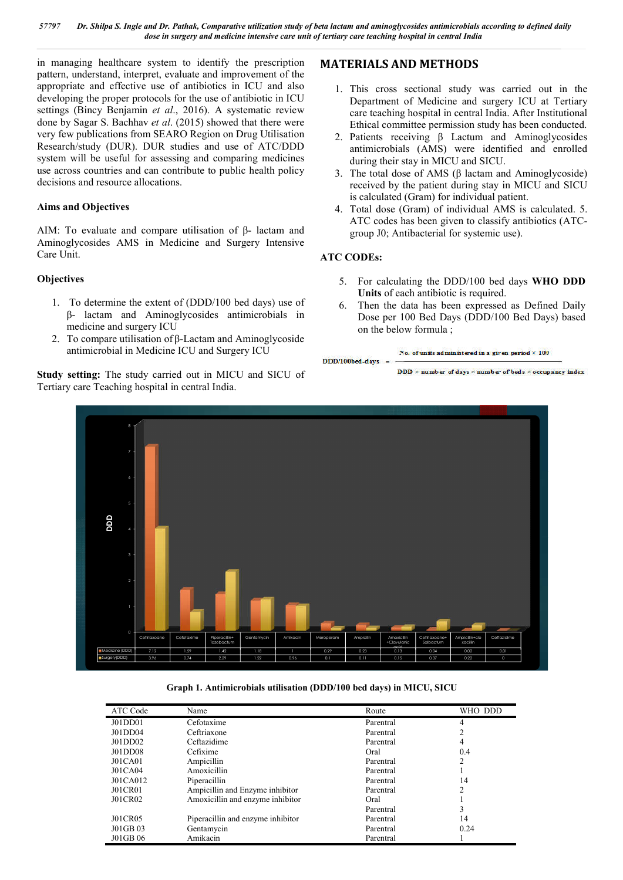in managing healthcare system to identify the prescription pattern, understand, interpret, evaluate and improvement of the appropriate and effective use of antibiotics in ICU and also developing the proper protocols for the use of antibiotic in ICU settings (Bincy Benjamin *et al*., 2016). A systematic review done by Sagar S. Bachhav *et al*. (2015) showed that there were very few publications from SEARO Region on Drug Utilisation Research/study (DUR). DUR studies and use of ATC/DDD system will be useful for assessing and comparing medicines use across countries and can contribute to public health policy decisions and resource allocations.

### Aims and Objectives

AIM: To evaluate and compare utilisation of β- lactam and Aminoglycosides AMS in Medicine and Surgery Intensive Care Unit.

### Objectives

1. To determine the extent of (DDD/100 bed days) use of β- lactam and Aminoglycosides antimicrobials in medicine and surgery ICU
2. To compare utilisation of β-Lactam and Aminoglycoside antimicrobial in Medicine ICU and Surgery ICU

**Study setting:** The study carried out in MICU and SICU of Tertiary care Teaching hospital in central India.

## MATERIALS AND METHODS

1. This cross sectional study was carried out in the Department of Medicine and surgery ICU at Tertiary care teaching hospital in central India. After Institutional Ethical committee permission study has been conducted.
2. Patients receiving β Lactum and Aminoglycosides antimicrobials (AMS) were identified and enrolled during their stay in MICU and SICU.
3. The total dose of AMS (β lactam and Aminoglycoside) received by the patient during stay in MICU and SICU is calculated (Gram) for individual patient.
4. Total dose (Gram) of individual AMS is calculated. 5. ATC codes has been given to classify antibiotics (ATC-group J0; Antibacterial for systemic use).

### ATC CODEs:

5. For calculating the DDD/100 bed days **WHO DDD Units** of each antibiotic is required.
6. Then the data has been expressed as Defined Daily Dose per 100 Bed Days (DDD/100 Bed Days) based on the below formula ;

$$\text{DDD/100bed-days} = \frac{\text{No. of units administered in a given period} \times 100}{\text{DDD} \times \text{number of days} \times \text{number of beds} \times \text{occupancy index}}$$

| | Ceftriaxone | Cefotaxime | Piperacillin+ Tazobactum | Gentamycin | Amikacin | Meropenam | Ampicilin | Amoxicillin +Clavulanic acid | Ceftriaxone+ Salbactum | Ampicillin+cloxacillin | Ceftazidime |
|---|---|---|---|---|---|---|---|---|---|---|---|
| Medicine (DDD) | 7.12 | 1.59 | 1.42 | 1.18 | 1 | 0.29 | 0.23 | 0.13 | 0.04 | 0.02 | 0.01 |
| Surgery(DDD) | 3.96 | 0.74 | 2.29 | 1.22 | 0.96 | 0.1 | 0.11 | 0.15 | 0.37 | 0.22 | 0 |

**Graph 1. Antimicrobials utilisation (DDD/100 bed days) in MICU, SICU**

| ATC Code | Name | Route | WHO DDD |
|---|---|---|---|
| J01DD01 | Cefotaxime | Parentral | 4 |
| J01DD04 | Ceftriaxone | Parentral | 2 |
| J01DD02 | Ceftazidime | Parentral | 4 |
| J01DD08 | Cefixime | Oral | 0.4 |
| J01CA01 | Ampicillin | Parentral | 2 |
| J01CA04 | Amoxicillin | Parentral | 1 |
| J01CA012 | Piperacillin | Parentral | 14 |
| J01CR01 | Ampicillin and Enzyme inhibitor | Parentral | 2 |
| J01CR02 | Amoxicillin and enzyme inhibitor | Oral | 1 |
| | | Parentral | 3 |
| J01CR05 | Piperacillin and enzyme inhibitor | Parentral | 14 |
| J01GB 03 | Gentamycin | Parentral | 0.24 |
| J01GB 06 | Amikacin | Parentral | 1 |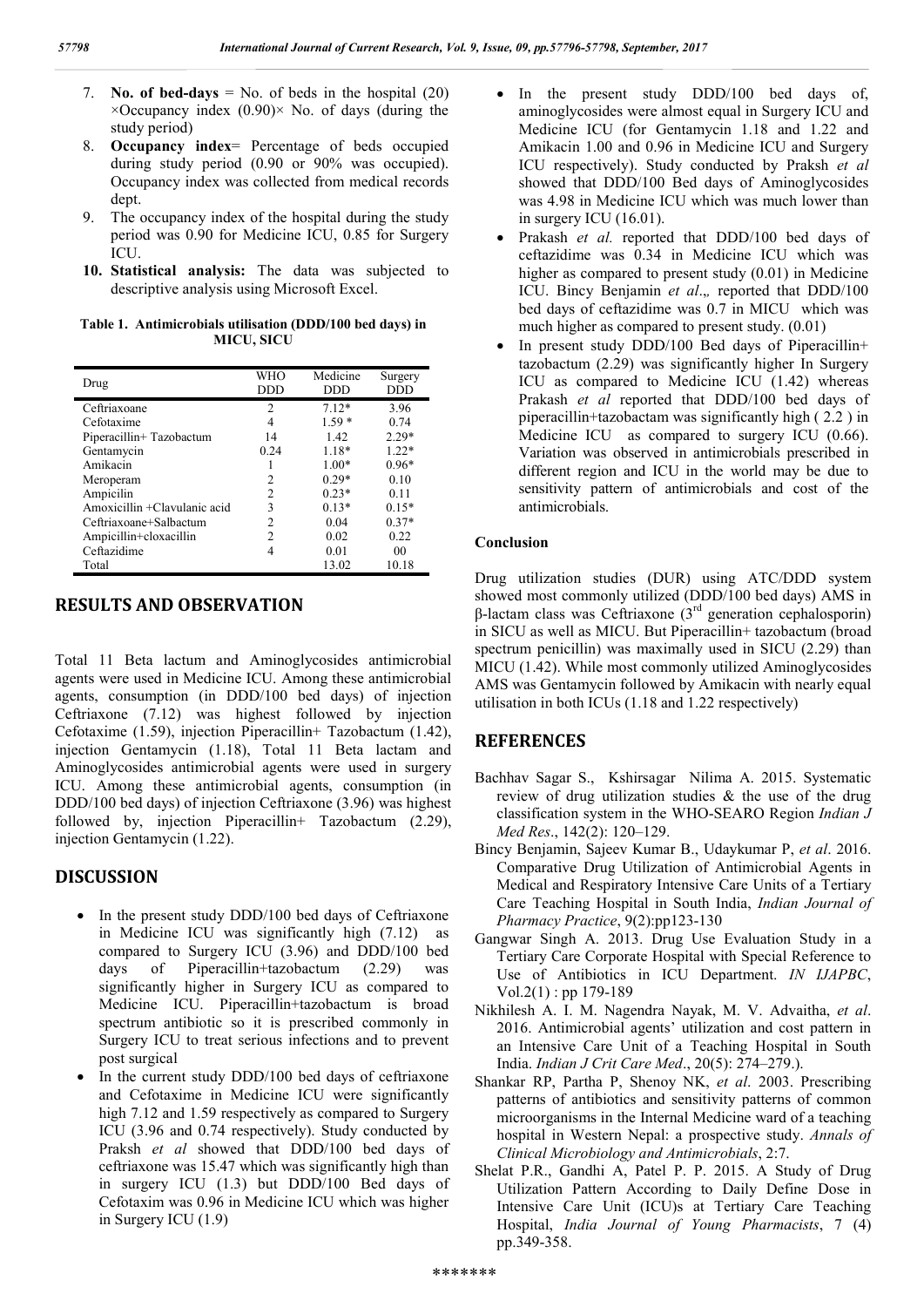7. **No. of bed-days** = No. of beds in the hospital (20) ×Occupancy index (0.90)× No. of days (during the study period)
8. **Occupancy index**= Percentage of beds occupied during study period (0.90 or 90% was occupied). Occupancy index was collected from medical records dept.
9. The occupancy index of the hospital during the study period was 0.90 for Medicine ICU, 0.85 for Surgery ICU.
10. **Statistical analysis:** The data was subjected to descriptive analysis using Microsoft Excel.

**Table 1. Antimicrobials utilisation (DDD/100 bed days) in MICU, SICU**

| Drug | WHO DDD | Medicine DDD | Surgery DDD |
|---|---|---|---|
| Ceftriaxoane | 2 | 7.12* | 3.96 |
| Cefotaxime | 4 | 1.59 * | 0.74 |
| Piperacillin+ Tazobactum | 14 | 1.42 | 2.29* |
| Gentamycin | 0.24 | 1.18* | 1.22* |
| Amikacin | 1 | 1.00* | 0.96* |
| Meroperam | 2 | 0.29* | 0.10 |
| Ampicilin | 2 | 0.23* | 0.11 |
| Amoxicillin +Clavulanic acid | 3 | 0.13* | 0.15* |
| Ceftriaxoane+Salbactum | 2 | 0.04 | 0.37* |
| Ampicillin+cloxacillin | 2 | 0.02 | 0.22 |
| Ceftazidime | 4 | 0.01 | 00 |
| Total | | 13.02 | 10.18 |

## RESULTS AND OBSERVATION

Total 11 Beta lactum and Aminoglycosides antimicrobial agents were used in Medicine ICU. Among these antimicrobial agents, consumption (in DDD/100 bed days) of injection Ceftriaxone (7.12) was highest followed by injection Cefotaxime (1.59), injection Piperacillin+ Tazobactum (1.42), injection Gentamycin (1.18), Total 11 Beta lactam and Aminoglycosides antimicrobial agents were used in surgery ICU. Among these antimicrobial agents, consumption (in DDD/100 bed days) of injection Ceftriaxone (3.96) was highest followed by, injection Piperacillin+ Tazobactum (2.29), injection Gentamycin (1.22).

## DISCUSSION

- In the present study DDD/100 bed days of Ceftriaxone in Medicine ICU was significantly high (7.12) as compared to Surgery ICU (3.96) and DDD/100 bed days of Piperacillin+tazobactum (2.29) was significantly higher in Surgery ICU as compared to Medicine ICU. Piperacillin+tazobactum is broad spectrum antibiotic so it is prescribed commonly in Surgery ICU to treat serious infections and to prevent post surgical
- In the current study DDD/100 bed days of ceftriaxone and Cefotaxime in Medicine ICU were significantly high 7.12 and 1.59 respectively as compared to Surgery ICU (3.96 and 0.74 respectively). Study conducted by Praksh *et al* showed that DDD/100 bed days of ceftriaxone was 15.47 which was significantly high than in surgery ICU (1.3) but DDD/100 Bed days of Cefotaxim was 0.96 in Medicine ICU which was higher in Surgery ICU (1.9)
- In the present study DDD/100 bed days of, aminoglycosides were almost equal in Surgery ICU and Medicine ICU (for Gentamycin 1.18 and 1.22 and Amikacin 1.00 and 0.96 in Medicine ICU and Surgery ICU respectively). Study conducted by Praksh *et al* showed that DDD/100 Bed days of Aminoglycosides was 4.98 in Medicine ICU which was much lower than in surgery ICU (16.01).
- Prakash *et al.* reported that DDD/100 bed days of ceftazidime was 0.34 in Medicine ICU which was higher as compared to present study (0.01) in Medicine ICU. Bincy Benjamin *et al*.,, reported that DDD/100 bed days of ceftazidime was 0.7 in MICU which was much higher as compared to present study. (0.01)
- In present study DDD/100 Bed days of Piperacillin+ tazobactum (2.29) was significantly higher In Surgery ICU as compared to Medicine ICU (1.42) whereas Prakash *et al* reported that DDD/100 bed days of piperacillin+tazobactam was significantly high ( 2.2 ) in Medicine ICU as compared to surgery ICU (0.66). Variation was observed in antimicrobials prescribed in different region and ICU in the world may be due to sensitivity pattern of antimicrobials and cost of the antimicrobials.

### Conclusion

Drug utilization studies (DUR) using ATC/DDD system showed most commonly utilized (DDD/100 bed days) AMS in β-lactam class was Ceftriaxone (3rd generation cephalosporin) in SICU as well as MICU. But Piperacillin+ tazobactum (broad spectrum penicillin) was maximally used in SICU (2.29) than MICU (1.42). While most commonly utilized Aminoglycosides AMS was Gentamycin followed by Amikacin with nearly equal utilisation in both ICUs (1.18 and 1.22 respectively)

## REFERENCES

Bachhav Sagar S., Kshirsagar Nilima A. 2015. Systematic review of drug utilization studies & the use of the drug classification system in the WHO-SEARO Region *Indian J Med Res*., 142(2): 120–129.

Bincy Benjamin, Sajeev Kumar B., Udaykumar P, *et al*. 2016. Comparative Drug Utilization of Antimicrobial Agents in Medical and Respiratory Intensive Care Units of a Tertiary Care Teaching Hospital in South India, *Indian Journal of Pharmacy Practice*, 9(2):pp123-130

Gangwar Singh A. 2013. Drug Use Evaluation Study in a Tertiary Care Corporate Hospital with Special Reference to Use of Antibiotics in ICU Department. *IN IJAPBC*, Vol.2(1) : pp 179-189

Nikhilesh A. I. M. Nagendra Nayak, M. V. Advaitha, *et al*. 2016. Antimicrobial agents' utilization and cost pattern in an Intensive Care Unit of a Teaching Hospital in South India. *Indian J Crit Care Med*., 20(5): 274–279.).

Shankar RP, Partha P, Shenoy NK, *et al*. 2003. Prescribing patterns of antibiotics and sensitivity patterns of common microorganisms in the Internal Medicine ward of a teaching hospital in Western Nepal: a prospective study. *Annals of Clinical Microbiology and Antimicrobials*, 2:7.

Shelat P.R., Gandhi A, Patel P. P. 2015. A Study of Drug Utilization Pattern According to Daily Define Dose in Intensive Care Unit (ICU)s at Tertiary Care Teaching Hospital, *India Journal of Young Pharmacists*, 7 (4) pp.349-358.

\*\*\*\*\*\*\*